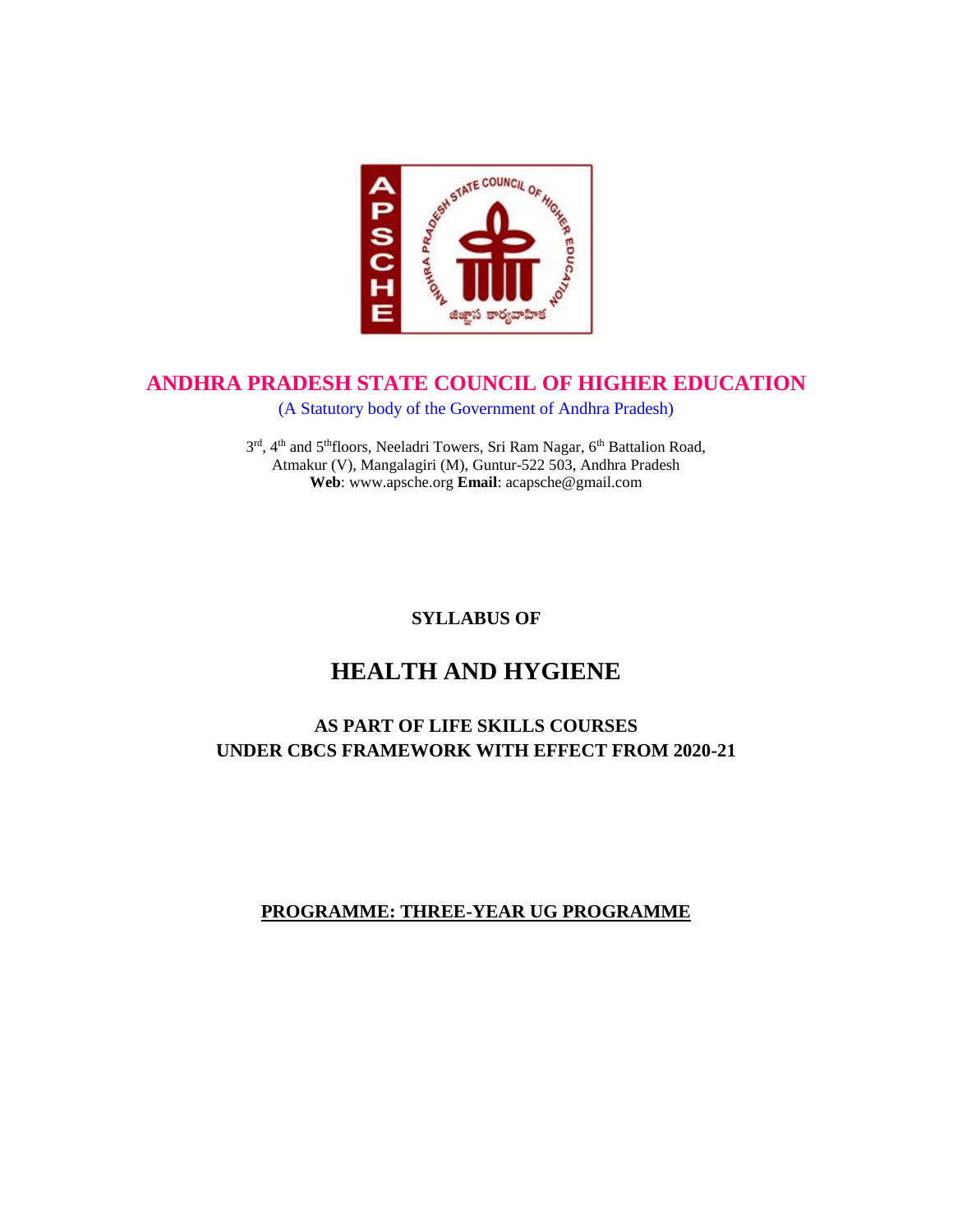# ANDHRA PRADESH STATE COUNCIL OF HIGHER EDUCATION

(A Statutory body of the Government of Andhra Pradesh)

3rd, 4th and 5th floors, Neeladri Towers, Sri Ram Nagar, 6th Battalion Road,
Atmakur (V), Mangalagiri (M), Guntur-522 503, Andhra Pradesh
**Web**: www.apsche.org **Email**: acapsche@gmail.com

**SYLLABUS OF**

# HEALTH AND HYGIENE

## AS PART OF LIFE SKILLS COURSES
## UNDER CBCS FRAMEWORK WITH EFFECT FROM 2020-21

**PROGRAMME: THREE-YEAR UG PROGRAMME**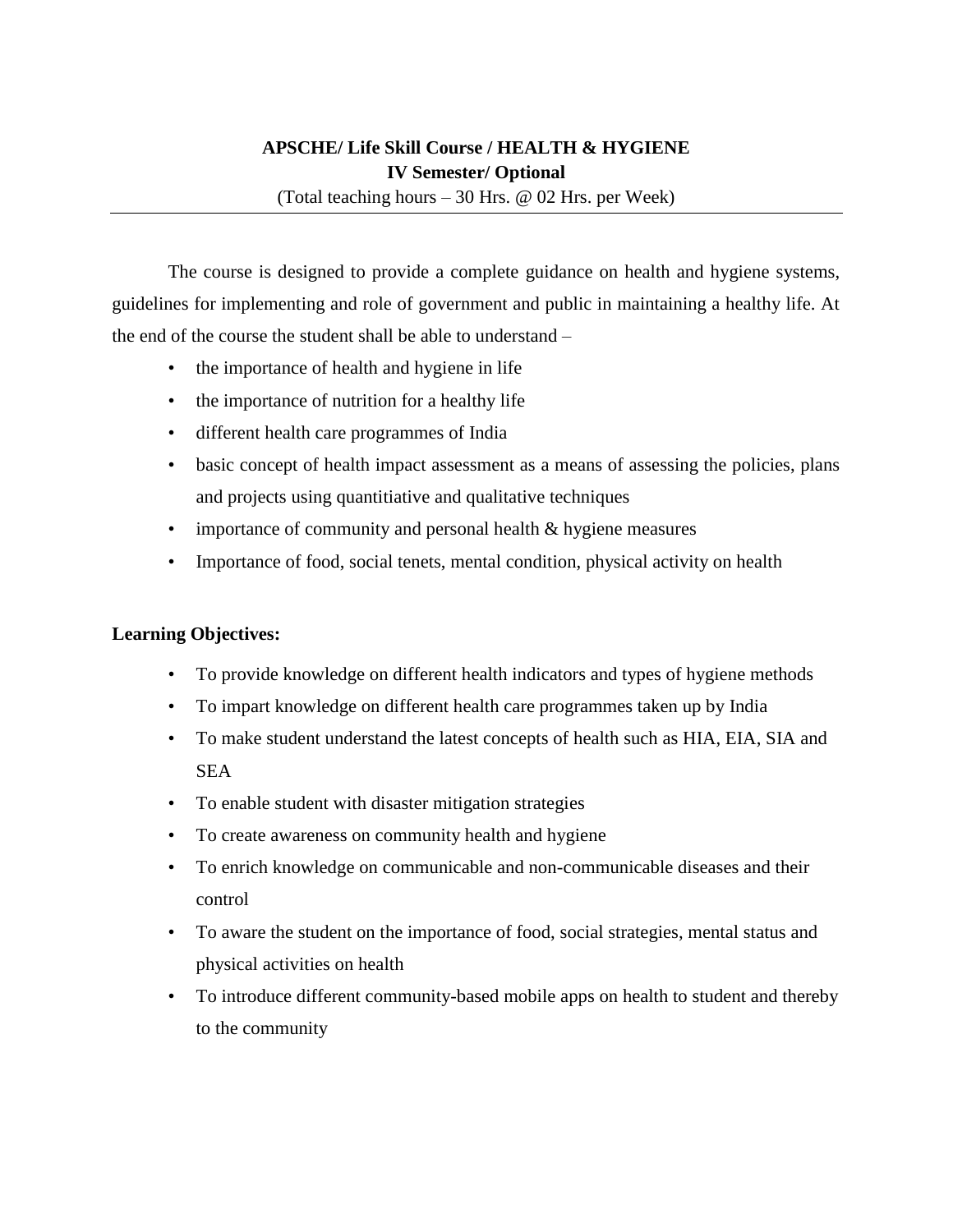**APSCHE/ Life Skill Course / HEALTH & HYGIENE**
**IV Semester/ Optional**
(Total teaching hours – 30 Hrs. @ 02 Hrs. per Week)

---

The course is designed to provide a complete guidance on health and hygiene systems, guidelines for implementing and role of government and public in maintaining a healthy life. At the end of the course the student shall be able to understand –

- the importance of health and hygiene in life
- the importance of nutrition for a healthy life
- different health care programmes of India
- basic concept of health impact assessment as a means of assessing the policies, plans and projects using quantitiative and qualitative techniques
- importance of community and personal health & hygiene measures
- Importance of food, social tenets, mental condition, physical activity on health

**Learning Objectives:**

- To provide knowledge on different health indicators and types of hygiene methods
- To impart knowledge on different health care programmes taken up by India
- To make student understand the latest concepts of health such as HIA, EIA, SIA and SEA
- To enable student with disaster mitigation strategies
- To create awareness on community health and hygiene
- To enrich knowledge on communicable and non-communicable diseases and their control
- To aware the student on the importance of food, social strategies, mental status and physical activities on health
- To introduce different community-based mobile apps on health to student and thereby to the community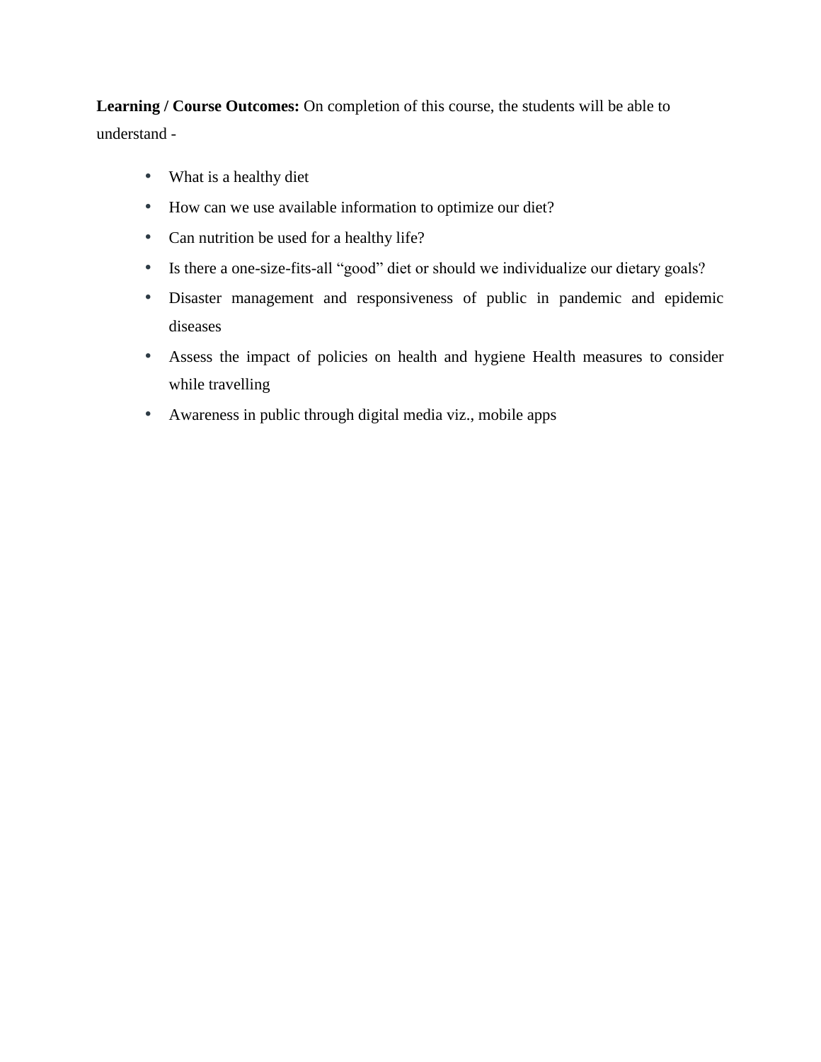**Learning / Course Outcomes:** On completion of this course, the students will be able to understand -

- What is a healthy diet
- How can we use available information to optimize our diet?
- Can nutrition be used for a healthy life?
- Is there a one-size-fits-all "good" diet or should we individualize our dietary goals?
- Disaster management and responsiveness of public in pandemic and epidemic diseases
- Assess the impact of policies on health and hygiene Health measures to consider while travelling
- Awareness in public through digital media viz., mobile apps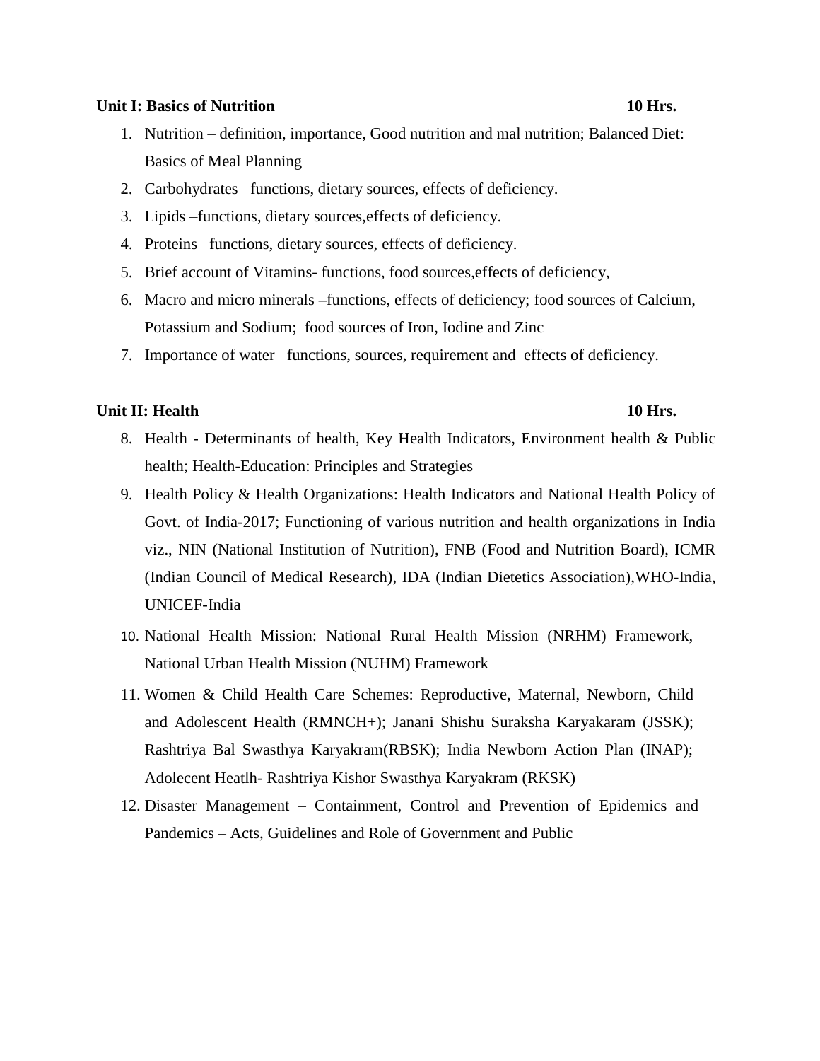**Unit I: Basics of Nutrition 10 Hrs.**

1. Nutrition – definition, importance, Good nutrition and mal nutrition; Balanced Diet: Basics of Meal Planning
2. Carbohydrates –functions, dietary sources, effects of deficiency.
3. Lipids –functions, dietary sources,effects of deficiency.
4. Proteins –functions, dietary sources, effects of deficiency.
5. Brief account of Vitamins- functions, food sources,effects of deficiency,
6. Macro and micro minerals –functions, effects of deficiency; food sources of Calcium, Potassium and Sodium; food sources of Iron, Iodine and Zinc
7. Importance of water– functions, sources, requirement and effects of deficiency.

**Unit II: Health 10 Hrs.**

8. Health - Determinants of health, Key Health Indicators, Environment health & Public health; Health-Education: Principles and Strategies
9. Health Policy & Health Organizations: Health Indicators and National Health Policy of Govt. of India-2017; Functioning of various nutrition and health organizations in India viz., NIN (National Institution of Nutrition), FNB (Food and Nutrition Board), ICMR (Indian Council of Medical Research), IDA (Indian Dietetics Association),WHO-India, UNICEF-India
10. National Health Mission: National Rural Health Mission (NRHM) Framework, National Urban Health Mission (NUHM) Framework
11. Women & Child Health Care Schemes: Reproductive, Maternal, Newborn, Child and Adolescent Health (RMNCH+); Janani Shishu Suraksha Karyakaram (JSSK); Rashtriya Bal Swasthya Karyakram(RBSK); India Newborn Action Plan (INAP); Adolecent Heatlh- Rashtriya Kishor Swasthya Karyakram (RKSK)
12. Disaster Management – Containment, Control and Prevention of Epidemics and Pandemics – Acts, Guidelines and Role of Government and Public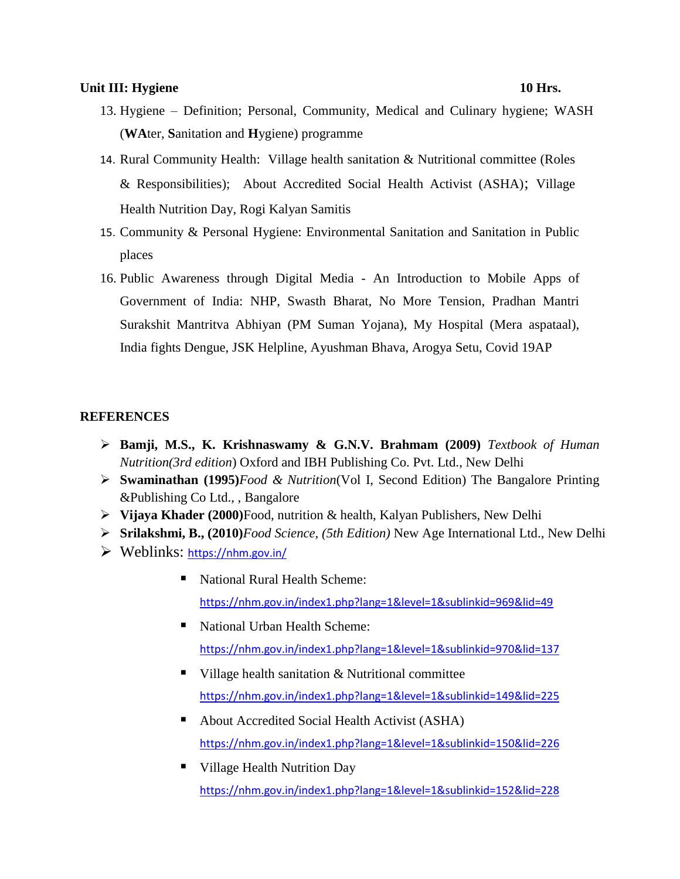**Unit III: Hygiene** **10 Hrs.**

13. Hygiene – Definition; Personal, Community, Medical and Culinary hygiene; WASH (**WA**ter, **S**anitation and **H**ygiene) programme
14. Rural Community Health: Village health sanitation & Nutritional committee (Roles & Responsibilities); About Accredited Social Health Activist (ASHA); Village Health Nutrition Day, Rogi Kalyan Samitis
15. Community & Personal Hygiene: Environmental Sanitation and Sanitation in Public places
16. Public Awareness through Digital Media - An Introduction to Mobile Apps of Government of India: NHP, Swasth Bharat, No More Tension, Pradhan Mantri Surakshit Mantritva Abhiyan (PM Suman Yojana), My Hospital (Mera aspataal), India fights Dengue, JSK Helpline, Ayushman Bhava, Arogya Setu, Covid 19AP

**REFERENCES**

- **Bamji, M.S., K. Krishnaswamy & G.N.V. Brahmam (2009)** *Textbook of Human Nutrition(3rd edition*) Oxford and IBH Publishing Co. Pvt. Ltd., New Delhi
- **Swaminathan (1995)***Food & Nutrition*(Vol I, Second Edition) The Bangalore Printing &Publishing Co Ltd., , Bangalore
- **Vijaya Khader (2000)**Food, nutrition & health, Kalyan Publishers, New Delhi
- **Srilakshmi, B., (2010)***Food Science, (5th Edition)* New Age International Ltd., New Delhi
- Weblinks: https://nhm.gov.in/
  - National Rural Health Scheme:
    https://nhm.gov.in/index1.php?lang=1&level=1&sublinkid=969&lid=49
  - National Urban Health Scheme:
    https://nhm.gov.in/index1.php?lang=1&level=1&sublinkid=970&lid=137
  - Village health sanitation & Nutritional committee
    https://nhm.gov.in/index1.php?lang=1&level=1&sublinkid=149&lid=225
  - About Accredited Social Health Activist (ASHA)
    https://nhm.gov.in/index1.php?lang=1&level=1&sublinkid=150&lid=226
  - Village Health Nutrition Day
    https://nhm.gov.in/index1.php?lang=1&level=1&sublinkid=152&lid=228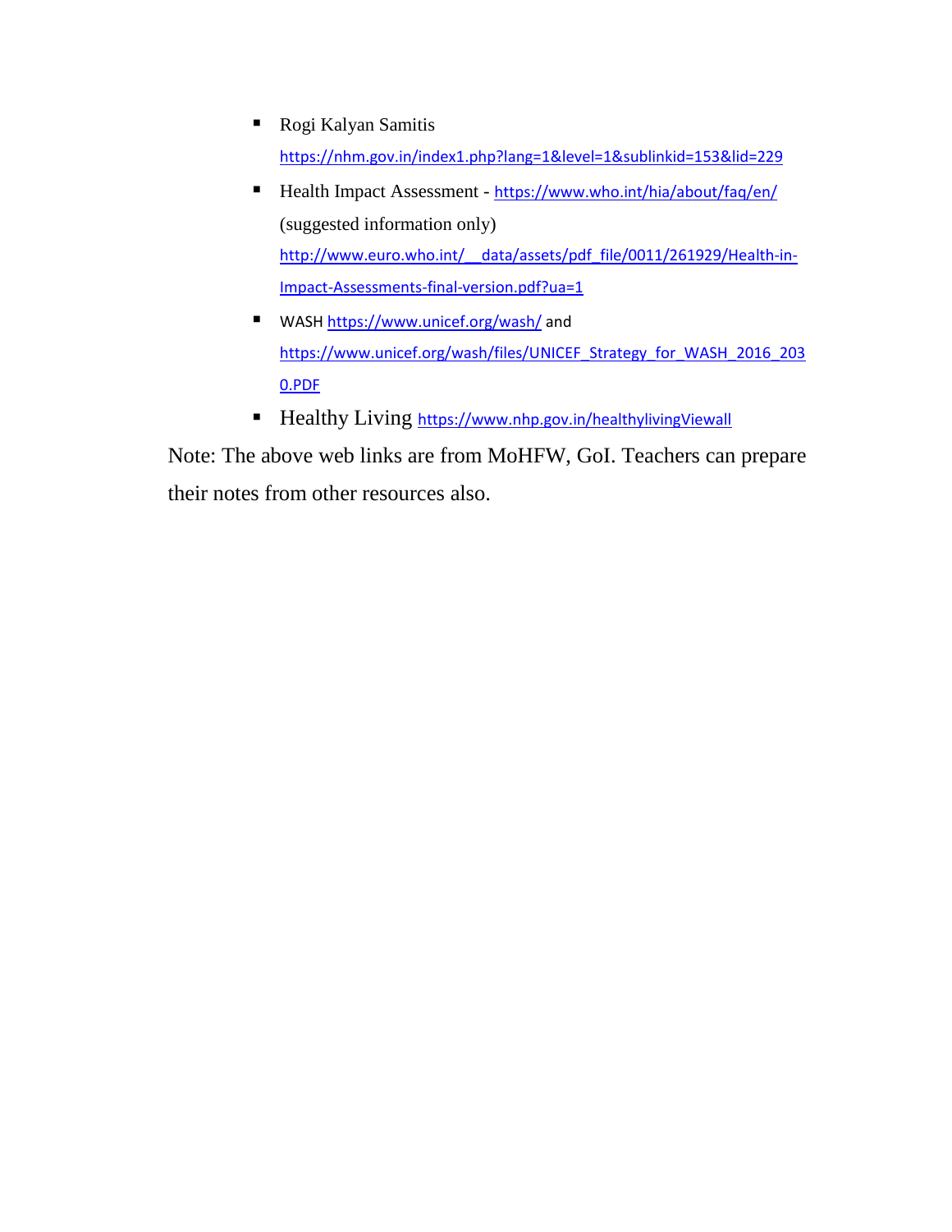- Rogi Kalyan Samitis
  https://nhm.gov.in/index1.php?lang=1&level=1&sublinkid=153&lid=229
- Health Impact Assessment - https://www.who.int/hia/about/faq/en/ (suggested information only)
  http://www.euro.who.int/__data/assets/pdf_file/0011/261929/Health-in-Impact-Assessments-final-version.pdf?ua=1
- WASH https://www.unicef.org/wash/ and
  https://www.unicef.org/wash/files/UNICEF_Strategy_for_WASH_2016_2030.PDF
- Healthy Living https://www.nhp.gov.in/healthylivingViewall

Note: The above web links are from MoHFW, GoI. Teachers can prepare their notes from other resources also.